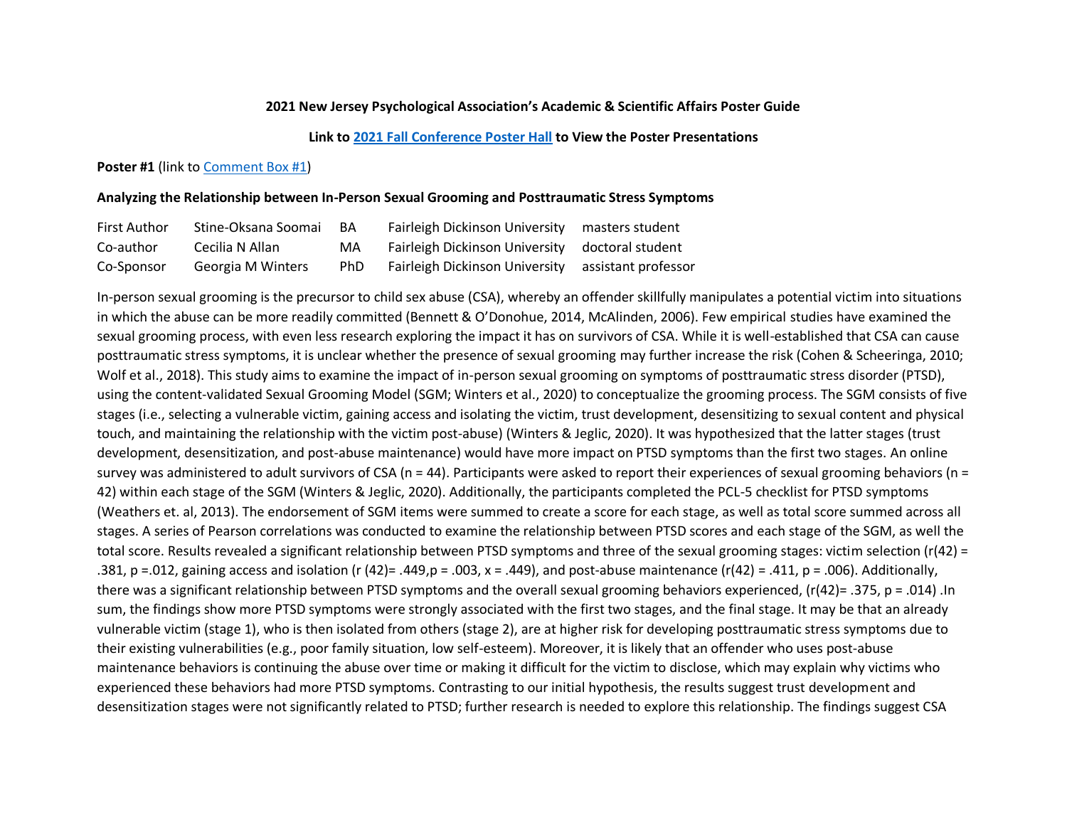**2021 New Jersey Psychological Association's Academic & Scientific Affairs Poster Guide**

**Link to 2021 Fall Conference Poster Hall to View the Poster Presentations**

**Poster #1** (link to Comment Box #1)

**Analyzing the Relationship between In-Person Sexual Grooming and Posttraumatic Stress Symptoms**

| | | | | |
|---|---|---|---|---|
| First Author | Stine-Oksana Soomai | BA | Fairleigh Dickinson University | masters student |
| Co-author | Cecilia N Allan | MA | Fairleigh Dickinson University | doctoral student |
| Co-Sponsor | Georgia M Winters | PhD | Fairleigh Dickinson University | assistant professor |

In-person sexual grooming is the precursor to child sex abuse (CSA), whereby an offender skillfully manipulates a potential victim into situations in which the abuse can be more readily committed (Bennett & O'Donohue, 2014, McAlinden, 2006). Few empirical studies have examined the sexual grooming process, with even less research exploring the impact it has on survivors of CSA. While it is well-established that CSA can cause posttraumatic stress symptoms, it is unclear whether the presence of sexual grooming may further increase the risk (Cohen & Scheeringa, 2010; Wolf et al., 2018). This study aims to examine the impact of in-person sexual grooming on symptoms of posttraumatic stress disorder (PTSD), using the content-validated Sexual Grooming Model (SGM; Winters et al., 2020) to conceptualize the grooming process. The SGM consists of five stages (i.e., selecting a vulnerable victim, gaining access and isolating the victim, trust development, desensitizing to sexual content and physical touch, and maintaining the relationship with the victim post-abuse) (Winters & Jeglic, 2020). It was hypothesized that the latter stages (trust development, desensitization, and post-abuse maintenance) would have more impact on PTSD symptoms than the first two stages. An online survey was administered to adult survivors of CSA (n = 44). Participants were asked to report their experiences of sexual grooming behaviors (n = 42) within each stage of the SGM (Winters & Jeglic, 2020). Additionally, the participants completed the PCL-5 checklist for PTSD symptoms (Weathers et. al, 2013). The endorsement of SGM items were summed to create a score for each stage, as well as total score summed across all stages. A series of Pearson correlations was conducted to examine the relationship between PTSD scores and each stage of the SGM, as well the total score. Results revealed a significant relationship between PTSD symptoms and three of the sexual grooming stages: victim selection ($r(42) = .381$, $p = .012$, gaining access and isolation ($r(42) = .449, p = .003$, x = .449), and post-abuse maintenance ($r(42) = .411$, $p = .006$). Additionally, there was a significant relationship between PTSD symptoms and the overall sexual grooming behaviors experienced, ($r(42) = .375$, $p = .014$) .In sum, the findings show more PTSD symptoms were strongly associated with the first two stages, and the final stage. It may be that an already vulnerable victim (stage 1), who is then isolated from others (stage 2), are at higher risk for developing posttraumatic stress symptoms due to their existing vulnerabilities (e.g., poor family situation, low self-esteem). Moreover, it is likely that an offender who uses post-abuse maintenance behaviors is continuing the abuse over time or making it difficult for the victim to disclose, which may explain why victims who experienced these behaviors had more PTSD symptoms. Contrasting to our initial hypothesis, the results suggest trust development and desensitization stages were not significantly related to PTSD; further research is needed to explore this relationship. The findings suggest CSA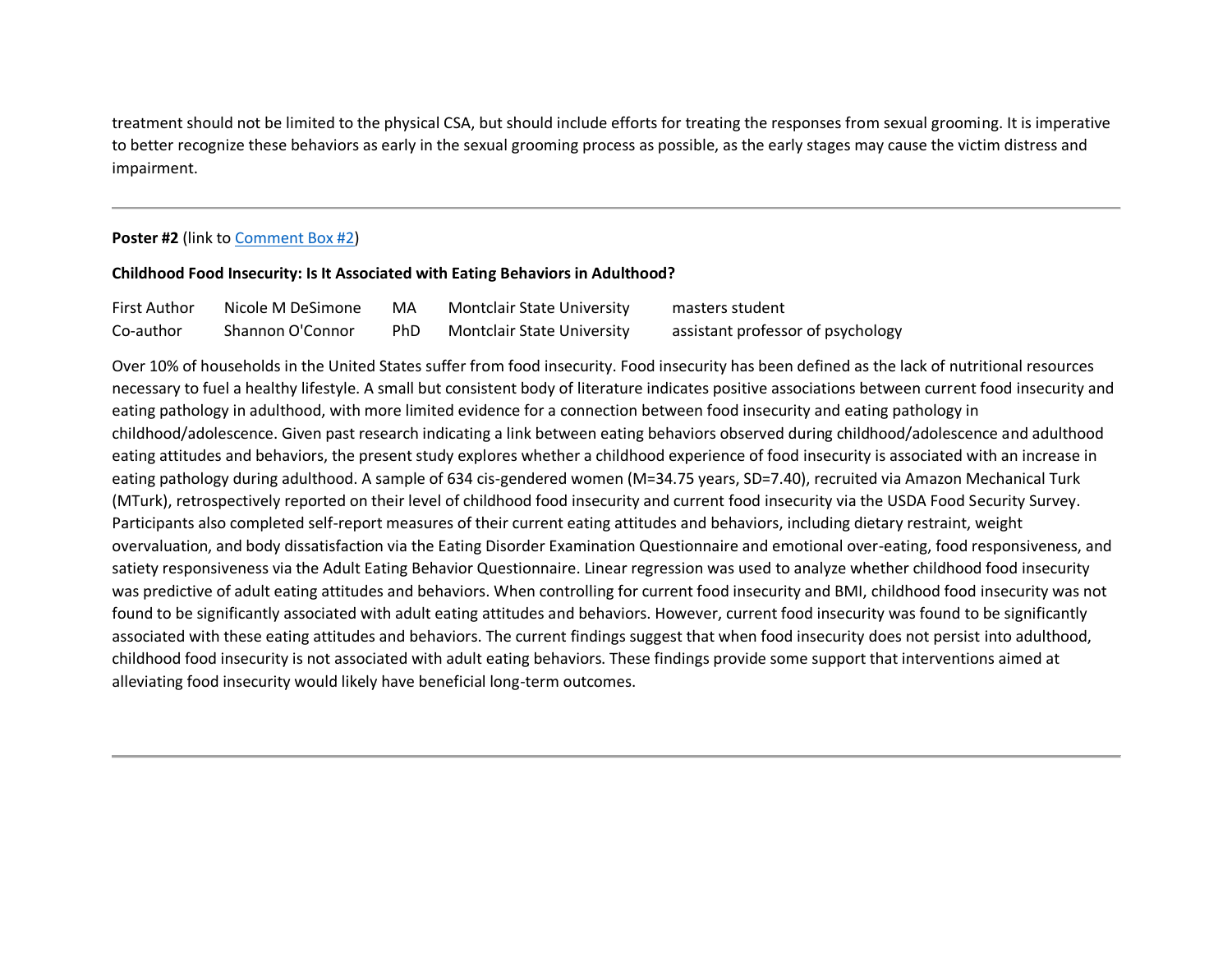treatment should not be limited to the physical CSA, but should include efforts for treating the responses from sexual grooming. It is imperative to better recognize these behaviors as early in the sexual grooming process as possible, as the early stages may cause the victim distress and impairment.

---

**Poster #2** (link to Comment Box #2)

**Childhood Food Insecurity: Is It Associated with Eating Behaviors in Adulthood?**

| | | | | |
|---|---|---|---|---|
| First Author | Nicole M DeSimone | MA | Montclair State University | masters student |
| Co-author | Shannon O'Connor | PhD | Montclair State University | assistant professor of psychology |

Over 10% of households in the United States suffer from food insecurity. Food insecurity has been defined as the lack of nutritional resources necessary to fuel a healthy lifestyle. A small but consistent body of literature indicates positive associations between current food insecurity and eating pathology in adulthood, with more limited evidence for a connection between food insecurity and eating pathology in childhood/adolescence. Given past research indicating a link between eating behaviors observed during childhood/adolescence and adulthood eating attitudes and behaviors, the present study explores whether a childhood experience of food insecurity is associated with an increase in eating pathology during adulthood. A sample of 634 cis-gendered women ($M=34.75$ years, $SD=7.40$), recruited via Amazon Mechanical Turk (MTurk), retrospectively reported on their level of childhood food insecurity and current food insecurity via the USDA Food Security Survey. Participants also completed self-report measures of their current eating attitudes and behaviors, including dietary restraint, weight overvaluation, and body dissatisfaction via the Eating Disorder Examination Questionnaire and emotional over-eating, food responsiveness, and satiety responsiveness via the Adult Eating Behavior Questionnaire. Linear regression was used to analyze whether childhood food insecurity was predictive of adult eating attitudes and behaviors. When controlling for current food insecurity and BMI, childhood food insecurity was not found to be significantly associated with adult eating attitudes and behaviors. However, current food insecurity was found to be significantly associated with these eating attitudes and behaviors. The current findings suggest that when food insecurity does not persist into adulthood, childhood food insecurity is not associated with adult eating behaviors. These findings provide some support that interventions aimed at alleviating food insecurity would likely have beneficial long-term outcomes.

---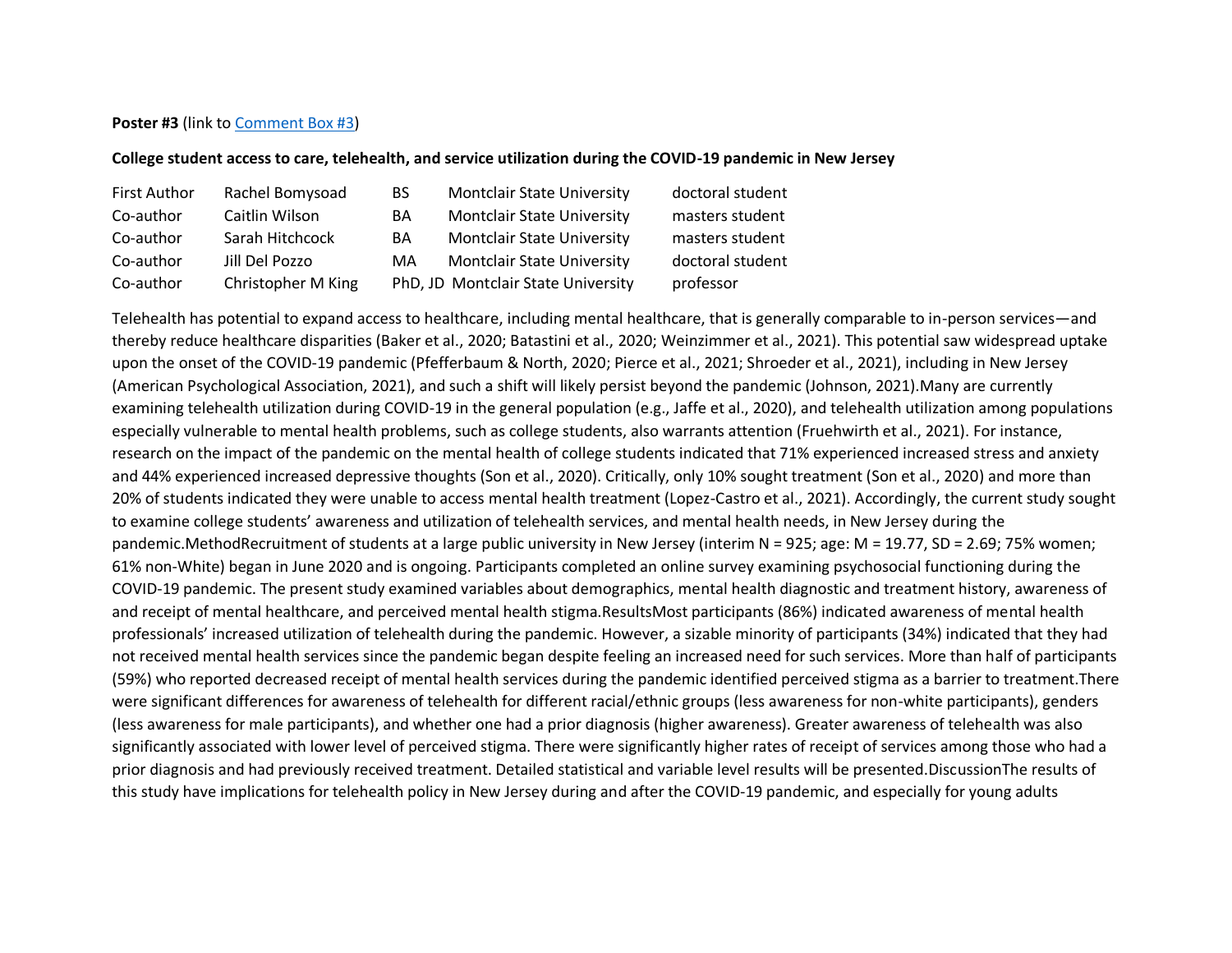**Poster #3** (link to Comment Box #3)

**College student access to care, telehealth, and service utilization during the COVID-19 pandemic in New Jersey**

| | | | | |
|---|---|---|---|---|
| First Author | Rachel Bomysoad | BS | Montclair State University | doctoral student |
| Co-author | Caitlin Wilson | BA | Montclair State University | masters student |
| Co-author | Sarah Hitchcock | BA | Montclair State University | masters student |
| Co-author | Jill Del Pozzo | MA | Montclair State University | doctoral student |
| Co-author | Christopher M King | PhD, JD | Montclair State University | professor |

Telehealth has potential to expand access to healthcare, including mental healthcare, that is generally comparable to in-person services—and thereby reduce healthcare disparities (Baker et al., 2020; Batastini et al., 2020; Weinzimmer et al., 2021). This potential saw widespread uptake upon the onset of the COVID-19 pandemic (Pfefferbaum & North, 2020; Pierce et al., 2021; Shroeder et al., 2021), including in New Jersey (American Psychological Association, 2021), and such a shift will likely persist beyond the pandemic (Johnson, 2021).Many are currently examining telehealth utilization during COVID-19 in the general population (e.g., Jaffe et al., 2020), and telehealth utilization among populations especially vulnerable to mental health problems, such as college students, also warrants attention (Fruehwirth et al., 2021). For instance, research on the impact of the pandemic on the mental health of college students indicated that 71% experienced increased stress and anxiety and 44% experienced increased depressive thoughts (Son et al., 2020). Critically, only 10% sought treatment (Son et al., 2020) and more than 20% of students indicated they were unable to access mental health treatment (Lopez-Castro et al., 2021). Accordingly, the current study sought to examine college students' awareness and utilization of telehealth services, and mental health needs, in New Jersey during the pandemic.MethodRecruitment of students at a large public university in New Jersey (interim N = 925; age: M = 19.77, SD = 2.69; 75% women; 61% non-White) began in June 2020 and is ongoing. Participants completed an online survey examining psychosocial functioning during the COVID-19 pandemic. The present study examined variables about demographics, mental health diagnostic and treatment history, awareness of and receipt of mental healthcare, and perceived mental health stigma.ResultsMost participants (86%) indicated awareness of mental health professionals' increased utilization of telehealth during the pandemic. However, a sizable minority of participants (34%) indicated that they had not received mental health services since the pandemic began despite feeling an increased need for such services. More than half of participants (59%) who reported decreased receipt of mental health services during the pandemic identified perceived stigma as a barrier to treatment.There were significant differences for awareness of telehealth for different racial/ethnic groups (less awareness for non-white participants), genders (less awareness for male participants), and whether one had a prior diagnosis (higher awareness). Greater awareness of telehealth was also significantly associated with lower level of perceived stigma. There were significantly higher rates of receipt of services among those who had a prior diagnosis and had previously received treatment. Detailed statistical and variable level results will be presented.DiscussionThe results of this study have implications for telehealth policy in New Jersey during and after the COVID-19 pandemic, and especially for young adults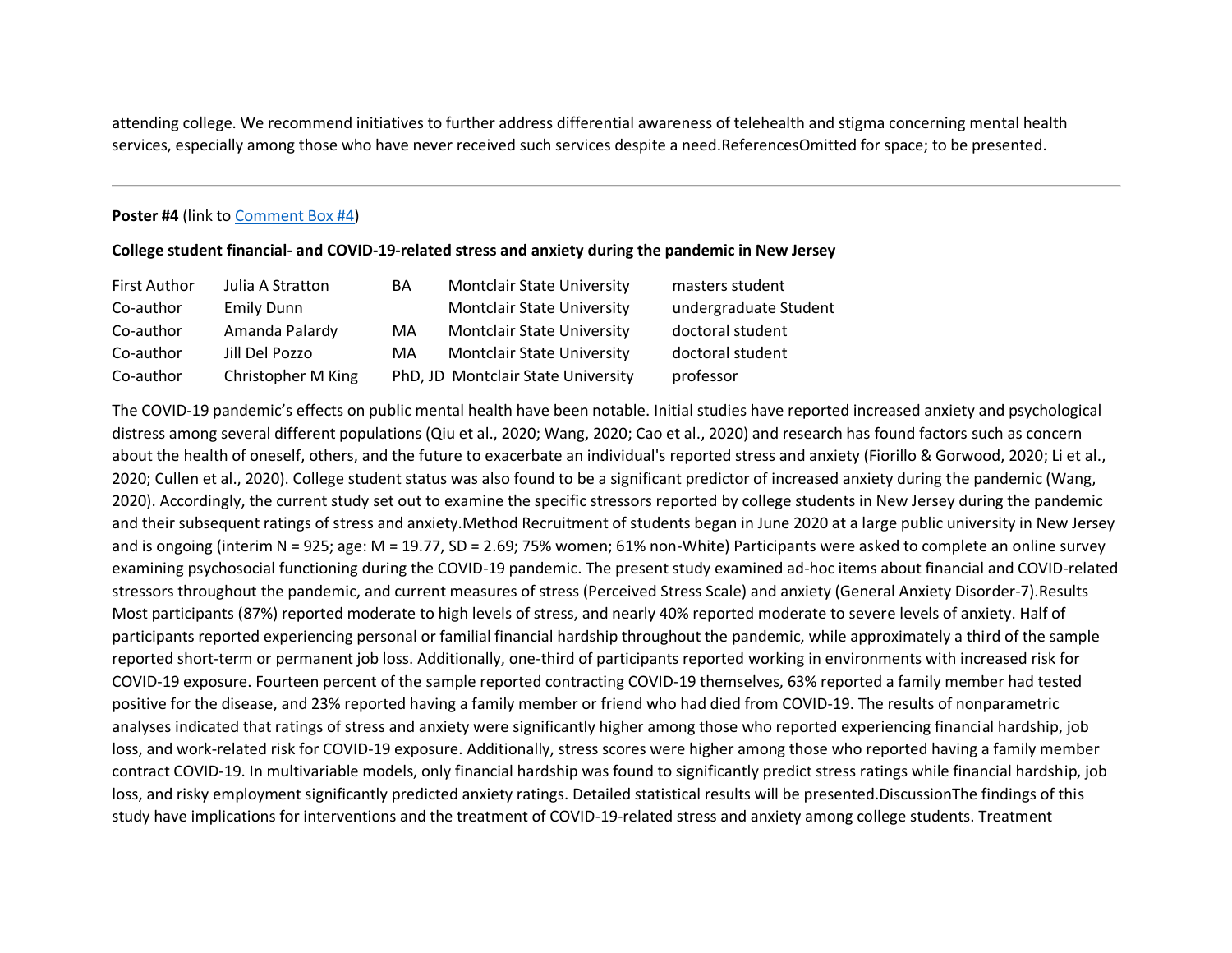attending college. We recommend initiatives to further address differential awareness of telehealth and stigma concerning mental health services, especially among those who have never received such services despite a need.ReferencesOmitted for space; to be presented.

---

**Poster #4** (link to Comment Box #4)

**College student financial- and COVID-19-related stress and anxiety during the pandemic in New Jersey**

| | | | | |
|---|---|---|---|---|
| First Author | Julia A Stratton | BA | Montclair State University | masters student |
| Co-author | Emily Dunn | | Montclair State University | undergraduate Student |
| Co-author | Amanda Palardy | MA | Montclair State University | doctoral student |
| Co-author | Jill Del Pozzo | MA | Montclair State University | doctoral student |
| Co-author | Christopher M King | PhD, JD | Montclair State University | professor |

The COVID-19 pandemic's effects on public mental health have been notable. Initial studies have reported increased anxiety and psychological distress among several different populations (Qiu et al., 2020; Wang, 2020; Cao et al., 2020) and research has found factors such as concern about the health of oneself, others, and the future to exacerbate an individual's reported stress and anxiety (Fiorillo & Gorwood, 2020; Li et al., 2020; Cullen et al., 2020). College student status was also found to be a significant predictor of increased anxiety during the pandemic (Wang, 2020). Accordingly, the current study set out to examine the specific stressors reported by college students in New Jersey during the pandemic and their subsequent ratings of stress and anxiety.Method Recruitment of students began in June 2020 at a large public university in New Jersey and is ongoing (interim N = 925; age: M = 19.77, SD = 2.69; 75% women; 61% non-White) Participants were asked to complete an online survey examining psychosocial functioning during the COVID-19 pandemic. The present study examined ad-hoc items about financial and COVID-related stressors throughout the pandemic, and current measures of stress (Perceived Stress Scale) and anxiety (General Anxiety Disorder-7).Results Most participants (87%) reported moderate to high levels of stress, and nearly 40% reported moderate to severe levels of anxiety. Half of participants reported experiencing personal or familial financial hardship throughout the pandemic, while approximately a third of the sample reported short-term or permanent job loss. Additionally, one-third of participants reported working in environments with increased risk for COVID-19 exposure. Fourteen percent of the sample reported contracting COVID-19 themselves, 63% reported a family member had tested positive for the disease, and 23% reported having a family member or friend who had died from COVID-19. The results of nonparametric analyses indicated that ratings of stress and anxiety were significantly higher among those who reported experiencing financial hardship, job loss, and work-related risk for COVID-19 exposure. Additionally, stress scores were higher among those who reported having a family member contract COVID-19. In multivariable models, only financial hardship was found to significantly predict stress ratings while financial hardship, job loss, and risky employment significantly predicted anxiety ratings. Detailed statistical results will be presented.DiscussionThe findings of this study have implications for interventions and the treatment of COVID-19-related stress and anxiety among college students. Treatment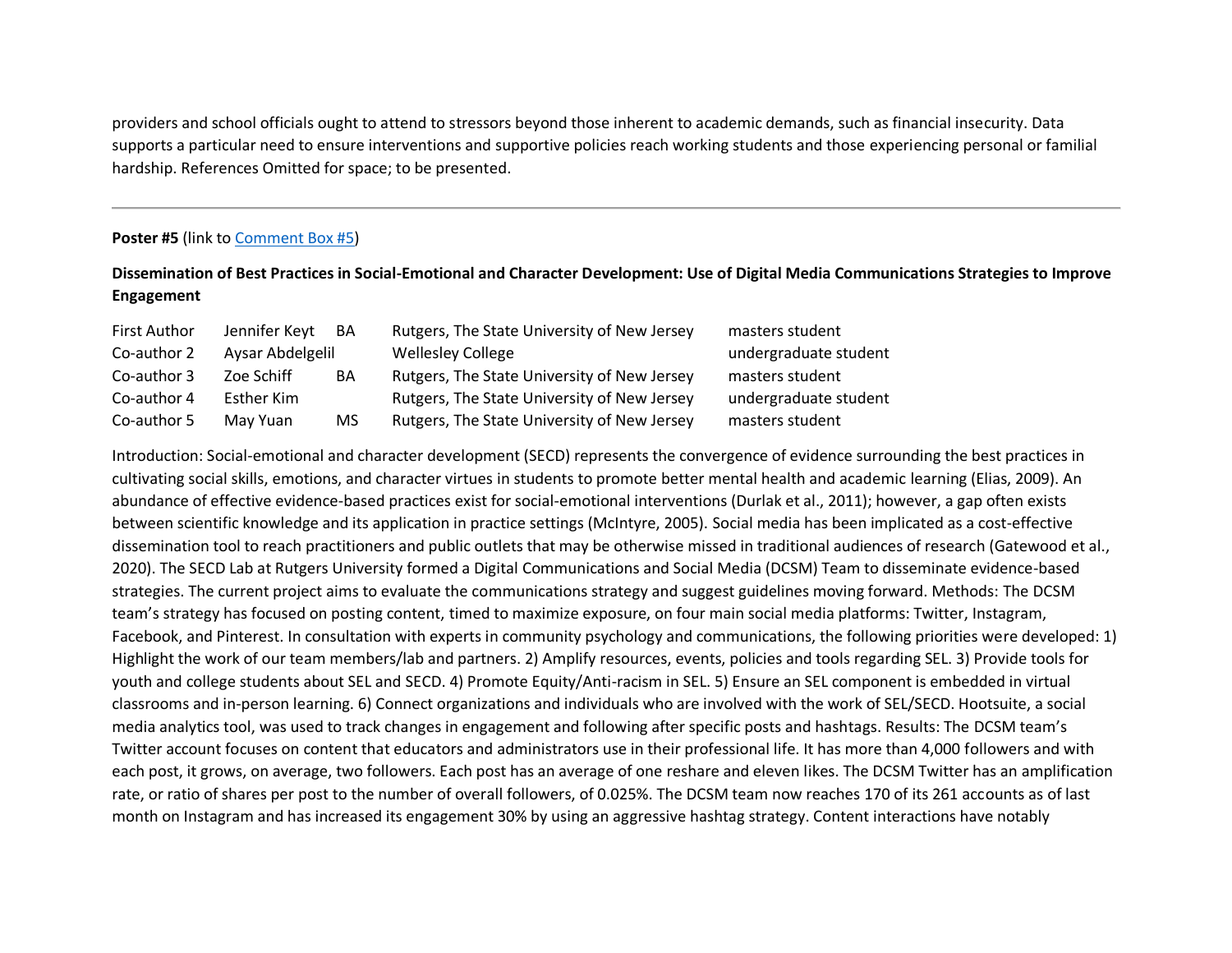providers and school officials ought to attend to stressors beyond those inherent to academic demands, such as financial insecurity. Data supports a particular need to ensure interventions and supportive policies reach working students and those experiencing personal or familial hardship. References Omitted for space; to be presented.

---

**Poster #5** (link to Comment Box #5)

**Dissemination of Best Practices in Social-Emotional and Character Development: Use of Digital Media Communications Strategies to Improve Engagement**

| | | | | |
|---|---|---|---|---|
| First Author | Jennifer Keyt | BA | Rutgers, The State University of New Jersey | masters student |
| Co-author 2 | Aysar Abdelgelil | | Wellesley College | undergraduate student |
| Co-author 3 | Zoe Schiff | BA | Rutgers, The State University of New Jersey | masters student |
| Co-author 4 | Esther Kim | | Rutgers, The State University of New Jersey | undergraduate student |
| Co-author 5 | May Yuan | MS | Rutgers, The State University of New Jersey | masters student |

Introduction: Social-emotional and character development (SECD) represents the convergence of evidence surrounding the best practices in cultivating social skills, emotions, and character virtues in students to promote better mental health and academic learning (Elias, 2009). An abundance of effective evidence-based practices exist for social-emotional interventions (Durlak et al., 2011); however, a gap often exists between scientific knowledge and its application in practice settings (McIntyre, 2005). Social media has been implicated as a cost-effective dissemination tool to reach practitioners and public outlets that may be otherwise missed in traditional audiences of research (Gatewood et al., 2020). The SECD Lab at Rutgers University formed a Digital Communications and Social Media (DCSM) Team to disseminate evidence-based strategies. The current project aims to evaluate the communications strategy and suggest guidelines moving forward. Methods: The DCSM team's strategy has focused on posting content, timed to maximize exposure, on four main social media platforms: Twitter, Instagram, Facebook, and Pinterest. In consultation with experts in community psychology and communications, the following priorities were developed: 1) Highlight the work of our team members/lab and partners. 2) Amplify resources, events, policies and tools regarding SEL. 3) Provide tools for youth and college students about SEL and SECD. 4) Promote Equity/Anti-racism in SEL. 5) Ensure an SEL component is embedded in virtual classrooms and in-person learning. 6) Connect organizations and individuals who are involved with the work of SEL/SECD. Hootsuite, a social media analytics tool, was used to track changes in engagement and following after specific posts and hashtags. Results: The DCSM team's Twitter account focuses on content that educators and administrators use in their professional life. It has more than 4,000 followers and with each post, it grows, on average, two followers. Each post has an average of one reshare and eleven likes. The DCSM Twitter has an amplification rate, or ratio of shares per post to the number of overall followers, of 0.025%. The DCSM team now reaches 170 of its 261 accounts as of last month on Instagram and has increased its engagement 30% by using an aggressive hashtag strategy. Content interactions have notably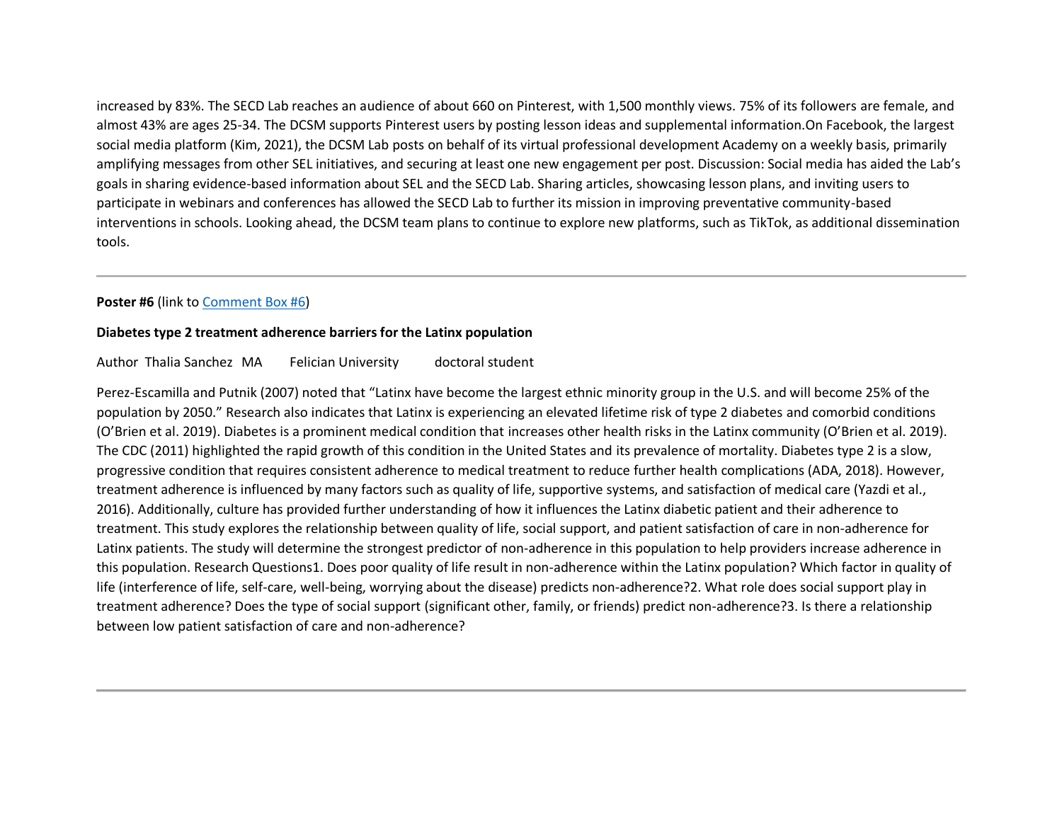increased by 83%. The SECD Lab reaches an audience of about 660 on Pinterest, with 1,500 monthly views. 75% of its followers are female, and almost 43% are ages 25-34. The DCSM supports Pinterest users by posting lesson ideas and supplemental information.On Facebook, the largest social media platform (Kim, 2021), the DCSM Lab posts on behalf of its virtual professional development Academy on a weekly basis, primarily amplifying messages from other SEL initiatives, and securing at least one new engagement per post. Discussion: Social media has aided the Lab's goals in sharing evidence-based information about SEL and the SECD Lab. Sharing articles, showcasing lesson plans, and inviting users to participate in webinars and conferences has allowed the SECD Lab to further its mission in improving preventative community-based interventions in schools. Looking ahead, the DCSM team plans to continue to explore new platforms, such as TikTok, as additional dissemination tools.

---

**Poster #6** (link to Comment Box #6)

**Diabetes type 2 treatment adherence barriers for the Latinx population**

Author Thalia Sanchez MA Felician University doctoral student

Perez-Escamilla and Putnik (2007) noted that "Latinx have become the largest ethnic minority group in the U.S. and will become 25% of the population by 2050." Research also indicates that Latinx is experiencing an elevated lifetime risk of type 2 diabetes and comorbid conditions (O'Brien et al. 2019). Diabetes is a prominent medical condition that increases other health risks in the Latinx community (O'Brien et al. 2019). The CDC (2011) highlighted the rapid growth of this condition in the United States and its prevalence of mortality. Diabetes type 2 is a slow, progressive condition that requires consistent adherence to medical treatment to reduce further health complications (ADA, 2018). However, treatment adherence is influenced by many factors such as quality of life, supportive systems, and satisfaction of medical care (Yazdi et al., 2016). Additionally, culture has provided further understanding of how it influences the Latinx diabetic patient and their adherence to treatment. This study explores the relationship between quality of life, social support, and patient satisfaction of care in non-adherence for Latinx patients. The study will determine the strongest predictor of non-adherence in this population to help providers increase adherence in this population. Research Questions1. Does poor quality of life result in non-adherence within the Latinx population? Which factor in quality of life (interference of life, self-care, well-being, worrying about the disease) predicts non-adherence?2. What role does social support play in treatment adherence? Does the type of social support (significant other, family, or friends) predict non-adherence?3. Is there a relationship between low patient satisfaction of care and non-adherence?

---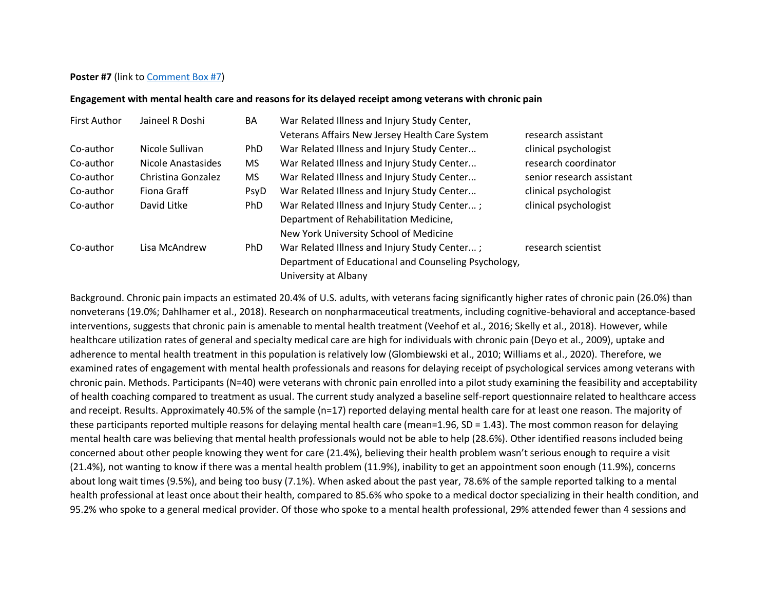**Poster #7** (link to [Comment Box #7]())

**Engagement with mental health care and reasons for its delayed receipt among veterans with chronic pain**

| | | | | |
|---|---|---|---|---|
| First Author | Jaineel R Doshi | BA | War Related Illness and Injury Study Center, Veterans Affairs New Jersey Health Care System | research assistant |
| Co-author | Nicole Sullivan | PhD | War Related Illness and Injury Study Center... | clinical psychologist |
| Co-author | Nicole Anastasides | MS | War Related Illness and Injury Study Center... | research coordinator |
| Co-author | Christina Gonzalez | MS | War Related Illness and Injury Study Center... | senior research assistant |
| Co-author | Fiona Graff | PsyD | War Related Illness and Injury Study Center... | clinical psychologist |
| Co-author | David Litke | PhD | War Related Illness and Injury Study Center... ; Department of Rehabilitation Medicine, New York University School of Medicine | clinical psychologist |
| Co-author | Lisa McAndrew | PhD | War Related Illness and Injury Study Center... ; Department of Educational and Counseling Psychology, University at Albany | research scientist |

Background. Chronic pain impacts an estimated 20.4% of U.S. adults, with veterans facing significantly higher rates of chronic pain (26.0%) than nonveterans (19.0%; Dahlhamer et al., 2018). Research on nonpharmaceutical treatments, including cognitive-behavioral and acceptance-based interventions, suggests that chronic pain is amenable to mental health treatment (Veehof et al., 2016; Skelly et al., 2018). However, while healthcare utilization rates of general and specialty medical care are high for individuals with chronic pain (Deyo et al., 2009), uptake and adherence to mental health treatment in this population is relatively low (Glombiewski et al., 2010; Williams et al., 2020). Therefore, we examined rates of engagement with mental health professionals and reasons for delaying receipt of psychological services among veterans with chronic pain. Methods. Participants (N=40) were veterans with chronic pain enrolled into a pilot study examining the feasibility and acceptability of health coaching compared to treatment as usual. The current study analyzed a baseline self-report questionnaire related to healthcare access and receipt. Results. Approximately 40.5% of the sample (n=17) reported delaying mental health care for at least one reason. The majority of these participants reported multiple reasons for delaying mental health care (mean=1.96, SD = 1.43). The most common reason for delaying mental health care was believing that mental health professionals would not be able to help (28.6%). Other identified reasons included being concerned about other people knowing they went for care (21.4%), believing their health problem wasn't serious enough to require a visit (21.4%), not wanting to know if there was a mental health problem (11.9%), inability to get an appointment soon enough (11.9%), concerns about long wait times (9.5%), and being too busy (7.1%). When asked about the past year, 78.6% of the sample reported talking to a mental health professional at least once about their health, compared to 85.6% who spoke to a medical doctor specializing in their health condition, and 95.2% who spoke to a general medical provider. Of those who spoke to a mental health professional, 29% attended fewer than 4 sessions and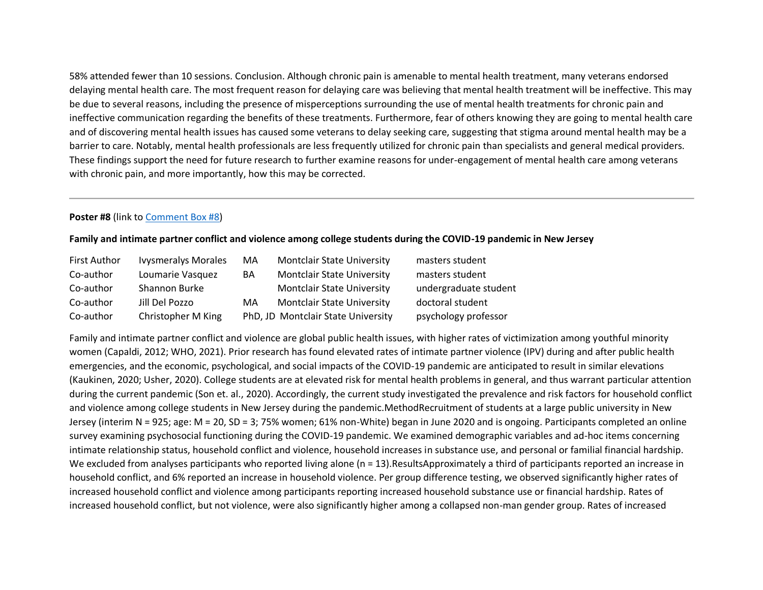58% attended fewer than 10 sessions. Conclusion. Although chronic pain is amenable to mental health treatment, many veterans endorsed delaying mental health care. The most frequent reason for delaying care was believing that mental health treatment will be ineffective. This may be due to several reasons, including the presence of misperceptions surrounding the use of mental health treatments for chronic pain and ineffective communication regarding the benefits of these treatments. Furthermore, fear of others knowing they are going to mental health care and of discovering mental health issues has caused some veterans to delay seeking care, suggesting that stigma around mental health may be a barrier to care. Notably, mental health professionals are less frequently utilized for chronic pain than specialists and general medical providers. These findings support the need for future research to further examine reasons for under-engagement of mental health care among veterans with chronic pain, and more importantly, how this may be corrected.

---

**Poster #8** (link to Comment Box #8)

**Family and intimate partner conflict and violence among college students during the COVID-19 pandemic in New Jersey**

| | | | | |
|---|---|---|---|---|
| First Author | Ivysmeralys Morales | MA | Montclair State University | masters student |
| Co-author | Loumarie Vasquez | BA | Montclair State University | masters student |
| Co-author | Shannon Burke | | Montclair State University | undergraduate student |
| Co-author | Jill Del Pozzo | MA | Montclair State University | doctoral student |
| Co-author | Christopher M King | PhD, JD | Montclair State University | psychology professor |

Family and intimate partner conflict and violence are global public health issues, with higher rates of victimization among youthful minority women (Capaldi, 2012; WHO, 2021). Prior research has found elevated rates of intimate partner violence (IPV) during and after public health emergencies, and the economic, psychological, and social impacts of the COVID-19 pandemic are anticipated to result in similar elevations (Kaukinen, 2020; Usher, 2020). College students are at elevated risk for mental health problems in general, and thus warrant particular attention during the current pandemic (Son et. al., 2020). Accordingly, the current study investigated the prevalence and risk factors for household conflict and violence among college students in New Jersey during the pandemic.MethodRecruitment of students at a large public university in New Jersey (interim N = 925; age: M = 20, SD = 3; 75% women; 61% non-White) began in June 2020 and is ongoing. Participants completed an online survey examining psychosocial functioning during the COVID-19 pandemic. We examined demographic variables and ad-hoc items concerning intimate relationship status, household conflict and violence, household increases in substance use, and personal or familial financial hardship. We excluded from analyses participants who reported living alone (n = 13).ResultsApproximately a third of participants reported an increase in household conflict, and 6% reported an increase in household violence. Per group difference testing, we observed significantly higher rates of increased household conflict and violence among participants reporting increased household substance use or financial hardship. Rates of increased household conflict, but not violence, were also significantly higher among a collapsed non-man gender group. Rates of increased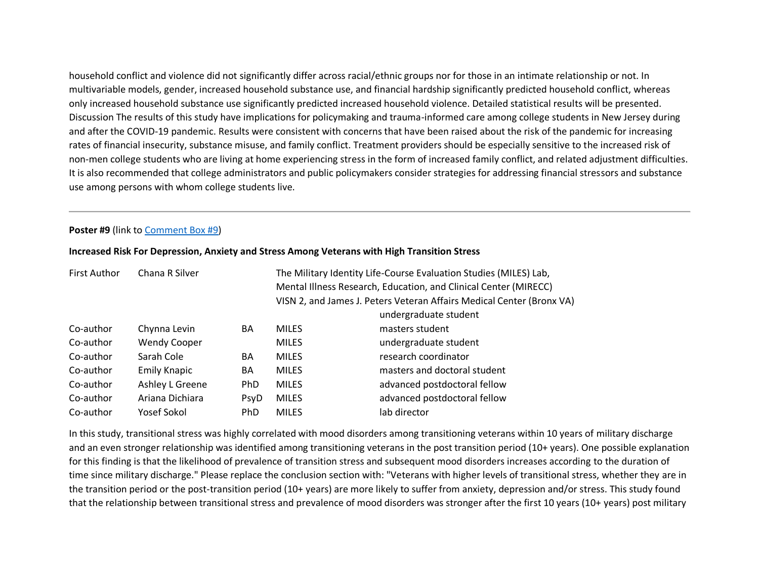household conflict and violence did not significantly differ across racial/ethnic groups nor for those in an intimate relationship or not. In multivariable models, gender, increased household substance use, and financial hardship significantly predicted household conflict, whereas only increased household substance use significantly predicted increased household violence. Detailed statistical results will be presented. Discussion The results of this study have implications for policymaking and trauma-informed care among college students in New Jersey during and after the COVID-19 pandemic. Results were consistent with concerns that have been raised about the risk of the pandemic for increasing rates of financial insecurity, substance misuse, and family conflict. Treatment providers should be especially sensitive to the increased risk of non-men college students who are living at home experiencing stress in the form of increased family conflict, and related adjustment difficulties. It is also recommended that college administrators and public policymakers consider strategies for addressing financial stressors and substance use among persons with whom college students live.

---

**Poster #9** (link to Comment Box #9)

**Increased Risk For Depression, Anxiety and Stress Among Veterans with High Transition Stress**

| | | | | |
|---|---|---|---|---|
| First Author | Chana R Silver | | The Military Identity Life-Course Evaluation Studies (MILES) Lab, Mental Illness Research, Education, and Clinical Center (MIRECC) VISN 2, and James J. Peters Veteran Affairs Medical Center (Bronx VA) | undergraduate student |
| Co-author | Chynna Levin | BA | MILES | masters student |
| Co-author | Wendy Cooper | | MILES | undergraduate student |
| Co-author | Sarah Cole | BA | MILES | research coordinator |
| Co-author | Emily Knapic | BA | MILES | masters and doctoral student |
| Co-author | Ashley L Greene | PhD | MILES | advanced postdoctoral fellow |
| Co-author | Ariana Dichiara | PsyD | MILES | advanced postdoctoral fellow |
| Co-author | Yosef Sokol | PhD | MILES | lab director |

In this study, transitional stress was highly correlated with mood disorders among transitioning veterans within 10 years of military discharge and an even stronger relationship was identified among transitioning veterans in the post transition period (10+ years). One possible explanation for this finding is that the likelihood of prevalence of transition stress and subsequent mood disorders increases according to the duration of time since military discharge." Please replace the conclusion section with: "Veterans with higher levels of transitional stress, whether they are in the transition period or the post-transition period (10+ years) are more likely to suffer from anxiety, depression and/or stress. This study found that the relationship between transitional stress and prevalence of mood disorders was stronger after the first 10 years (10+ years) post military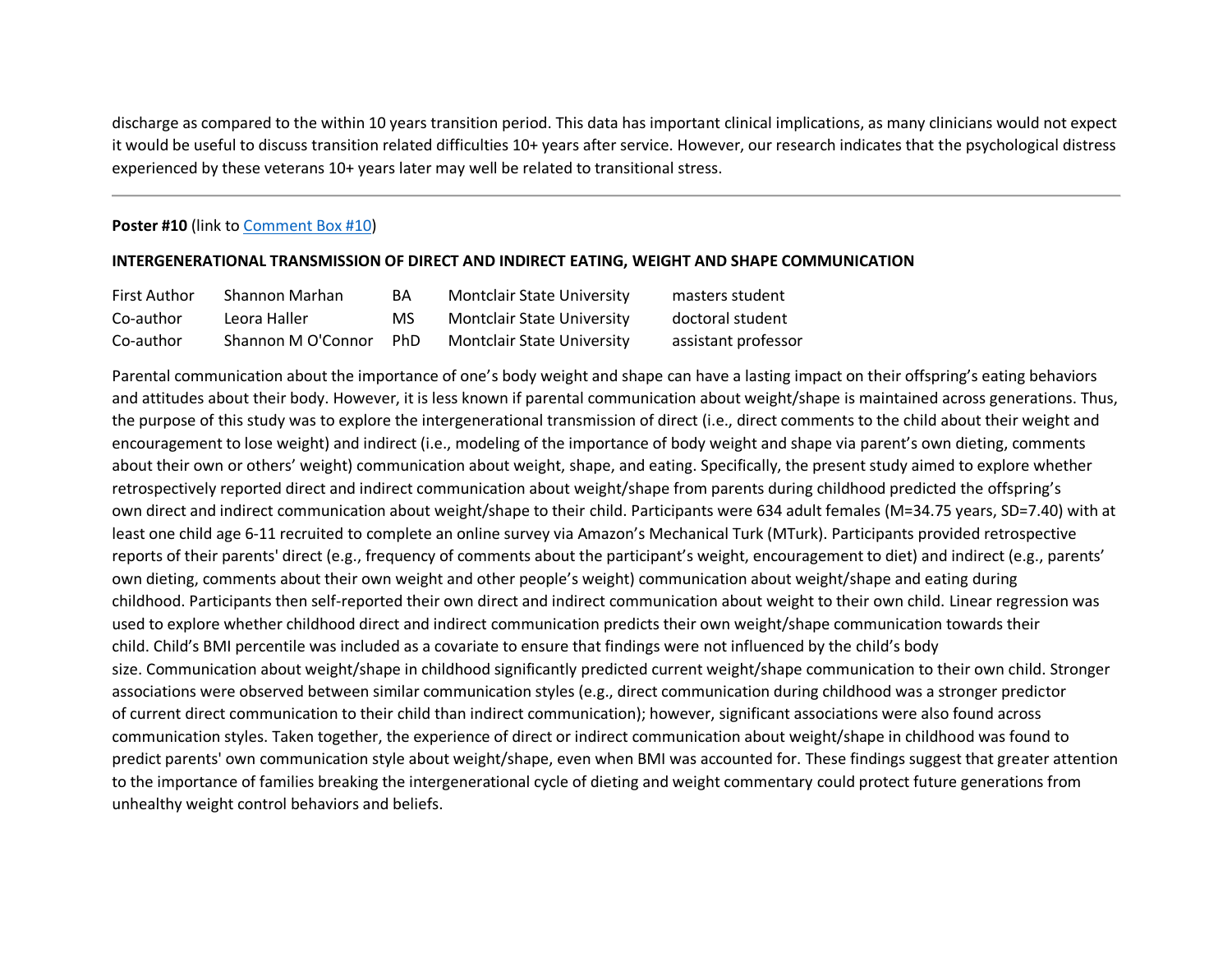discharge as compared to the within 10 years transition period. This data has important clinical implications, as many clinicians would not expect it would be useful to discuss transition related difficulties 10+ years after service. However, our research indicates that the psychological distress experienced by these veterans 10+ years later may well be related to transitional stress.

---

**Poster #10** (link to Comment Box #10)

**INTERGENERATIONAL TRANSMISSION OF DIRECT AND INDIRECT EATING, WEIGHT AND SHAPE COMMUNICATION**

| | | | | |
|---|---|---|---|---|
| First Author | Shannon Marhan | BA | Montclair State University | masters student |
| Co-author | Leora Haller | MS | Montclair State University | doctoral student |
| Co-author | Shannon M O'Connor | PhD | Montclair State University | assistant professor |

Parental communication about the importance of one's body weight and shape can have a lasting impact on their offspring's eating behaviors and attitudes about their body. However, it is less known if parental communication about weight/shape is maintained across generations. Thus, the purpose of this study was to explore the intergenerational transmission of direct (i.e., direct comments to the child about their weight and encouragement to lose weight) and indirect (i.e., modeling of the importance of body weight and shape via parent's own dieting, comments about their own or others' weight) communication about weight, shape, and eating. Specifically, the present study aimed to explore whether retrospectively reported direct and indirect communication about weight/shape from parents during childhood predicted the offspring's own direct and indirect communication about weight/shape to their child. Participants were 634 adult females (M=34.75 years, SD=7.40) with at least one child age 6-11 recruited to complete an online survey via Amazon's Mechanical Turk (MTurk). Participants provided retrospective reports of their parents' direct (e.g., frequency of comments about the participant's weight, encouragement to diet) and indirect (e.g., parents' own dieting, comments about their own weight and other people's weight) communication about weight/shape and eating during childhood. Participants then self-reported their own direct and indirect communication about weight to their own child. Linear regression was used to explore whether childhood direct and indirect communication predicts their own weight/shape communication towards their child. Child's BMI percentile was included as a covariate to ensure that findings were not influenced by the child's body size. Communication about weight/shape in childhood significantly predicted current weight/shape communication to their own child. Stronger associations were observed between similar communication styles (e.g., direct communication during childhood was a stronger predictor of current direct communication to their child than indirect communication); however, significant associations were also found across communication styles. Taken together, the experience of direct or indirect communication about weight/shape in childhood was found to predict parents' own communication style about weight/shape, even when BMI was accounted for. These findings suggest that greater attention to the importance of families breaking the intergenerational cycle of dieting and weight commentary could protect future generations from unhealthy weight control behaviors and beliefs.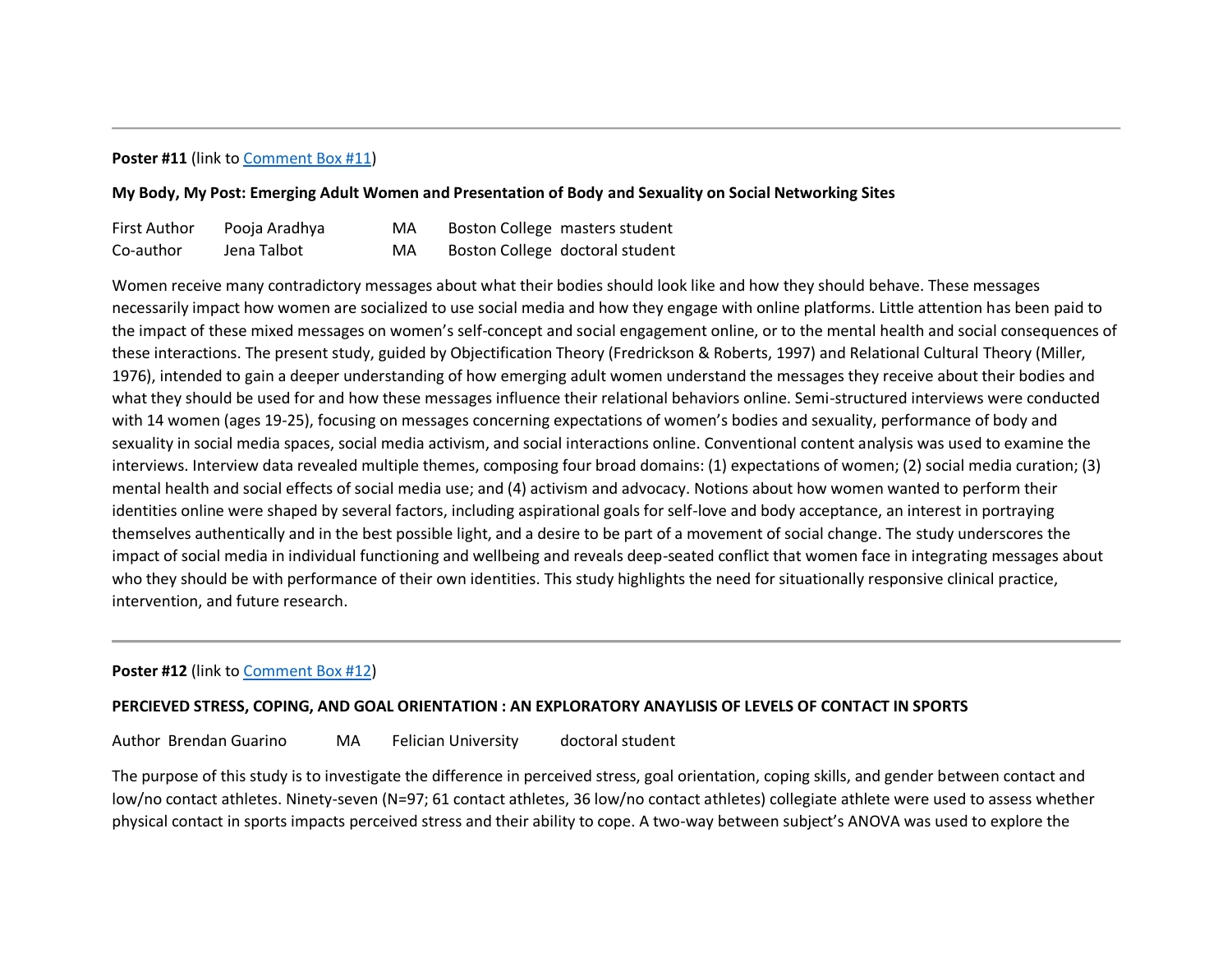---

**Poster #11** (link to Comment Box #11)

**My Body, My Post: Emerging Adult Women and Presentation of Body and Sexuality on Social Networking Sites**

| | | | | |
|---|---|---|---|---|
| First Author | Pooja Aradhya | MA | Boston College | masters student |
| Co-author | Jena Talbot | MA | Boston College | doctoral student |

Women receive many contradictory messages about what their bodies should look like and how they should behave. These messages necessarily impact how women are socialized to use social media and how they engage with online platforms. Little attention has been paid to the impact of these mixed messages on women's self-concept and social engagement online, or to the mental health and social consequences of these interactions. The present study, guided by Objectification Theory (Fredrickson & Roberts, 1997) and Relational Cultural Theory (Miller, 1976), intended to gain a deeper understanding of how emerging adult women understand the messages they receive about their bodies and what they should be used for and how these messages influence their relational behaviors online. Semi-structured interviews were conducted with 14 women (ages 19-25), focusing on messages concerning expectations of women's bodies and sexuality, performance of body and sexuality in social media spaces, social media activism, and social interactions online. Conventional content analysis was used to examine the interviews. Interview data revealed multiple themes, composing four broad domains: (1) expectations of women; (2) social media curation; (3) mental health and social effects of social media use; and (4) activism and advocacy. Notions about how women wanted to perform their identities online were shaped by several factors, including aspirational goals for self-love and body acceptance, an interest in portraying themselves authentically and in the best possible light, and a desire to be part of a movement of social change. The study underscores the impact of social media in individual functioning and wellbeing and reveals deep-seated conflict that women face in integrating messages about who they should be with performance of their own identities. This study highlights the need for situationally responsive clinical practice, intervention, and future research.

---

**Poster #12** (link to Comment Box #12)

**PERCIEVED STRESS, COPING, AND GOAL ORIENTATION : AN EXPLORATORY ANAYLISIS OF LEVELS OF CONTACT IN SPORTS**

| | | | | |
|---|---|---|---|---|
| Author | Brendan Guarino | MA | Felician University | doctoral student |

The purpose of this study is to investigate the difference in perceived stress, goal orientation, coping skills, and gender between contact and low/no contact athletes. Ninety-seven (N=97; 61 contact athletes, 36 low/no contact athletes) collegiate athlete were used to assess whether physical contact in sports impacts perceived stress and their ability to cope. A two-way between subject's ANOVA was used to explore the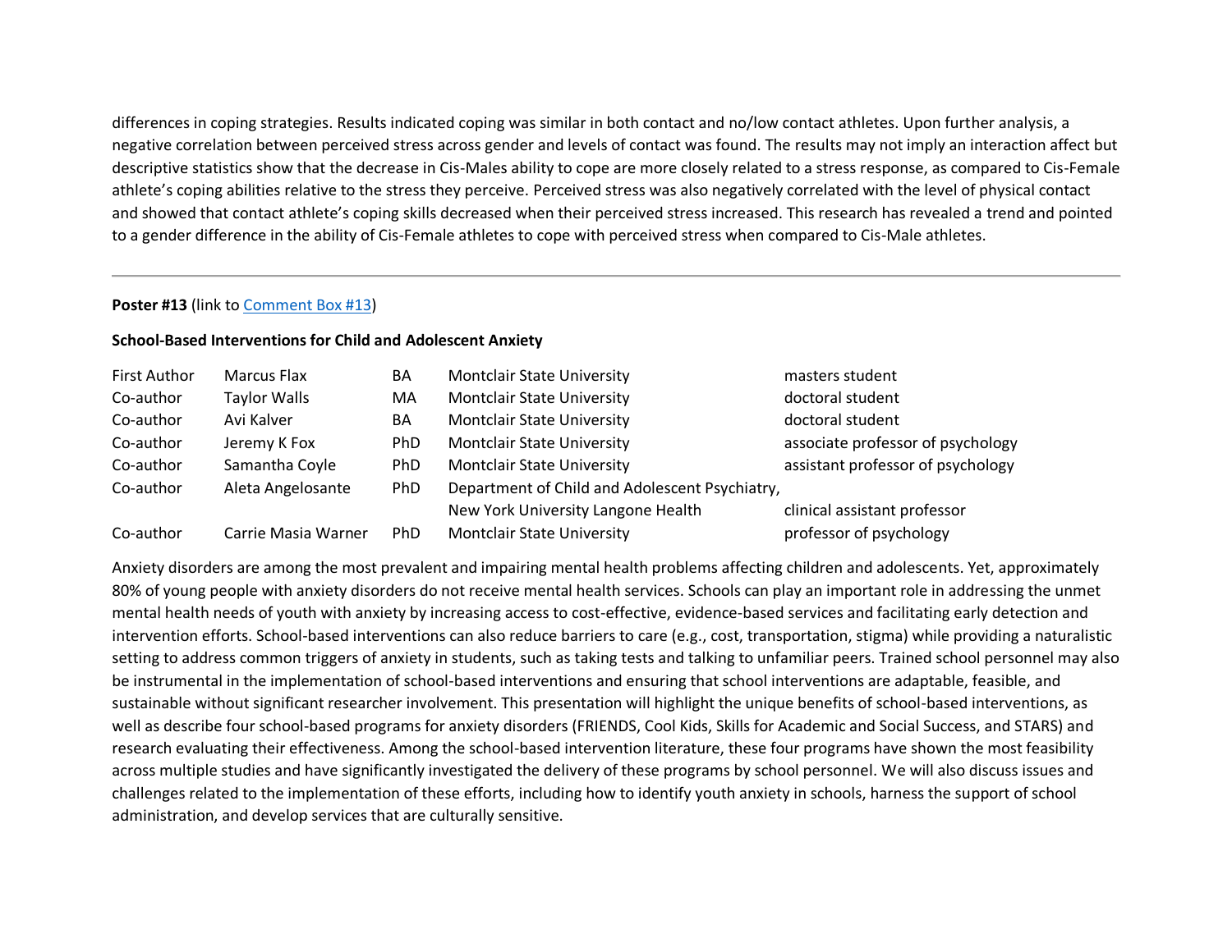differences in coping strategies. Results indicated coping was similar in both contact and no/low contact athletes. Upon further analysis, a negative correlation between perceived stress across gender and levels of contact was found. The results may not imply an interaction affect but descriptive statistics show that the decrease in Cis-Males ability to cope are more closely related to a stress response, as compared to Cis-Female athlete's coping abilities relative to the stress they perceive. Perceived stress was also negatively correlated with the level of physical contact and showed that contact athlete's coping skills decreased when their perceived stress increased. This research has revealed a trend and pointed to a gender difference in the ability of Cis-Female athletes to cope with perceived stress when compared to Cis-Male athletes.

---

**Poster #13** (link to Comment Box #13)

**School-Based Interventions for Child and Adolescent Anxiety**

| | | | | |
|---|---|---|---|---|
| First Author | Marcus Flax | BA | Montclair State University | masters student |
| Co-author | Taylor Walls | MA | Montclair State University | doctoral student |
| Co-author | Avi Kalver | BA | Montclair State University | doctoral student |
| Co-author | Jeremy K Fox | PhD | Montclair State University | associate professor of psychology |
| Co-author | Samantha Coyle | PhD | Montclair State University | assistant professor of psychology |
| Co-author | Aleta Angelosante | PhD | Department of Child and Adolescent Psychiatry, New York University Langone Health | clinical assistant professor |
| Co-author | Carrie Masia Warner | PhD | Montclair State University | professor of psychology |

Anxiety disorders are among the most prevalent and impairing mental health problems affecting children and adolescents. Yet, approximately 80% of young people with anxiety disorders do not receive mental health services. Schools can play an important role in addressing the unmet mental health needs of youth with anxiety by increasing access to cost-effective, evidence-based services and facilitating early detection and intervention efforts. School-based interventions can also reduce barriers to care (e.g., cost, transportation, stigma) while providing a naturalistic setting to address common triggers of anxiety in students, such as taking tests and talking to unfamiliar peers. Trained school personnel may also be instrumental in the implementation of school-based interventions and ensuring that school interventions are adaptable, feasible, and sustainable without significant researcher involvement. This presentation will highlight the unique benefits of school-based interventions, as well as describe four school-based programs for anxiety disorders (FRIENDS, Cool Kids, Skills for Academic and Social Success, and STARS) and research evaluating their effectiveness. Among the school-based intervention literature, these four programs have shown the most feasibility across multiple studies and have significantly investigated the delivery of these programs by school personnel. We will also discuss issues and challenges related to the implementation of these efforts, including how to identify youth anxiety in schools, harness the support of school administration, and develop services that are culturally sensitive.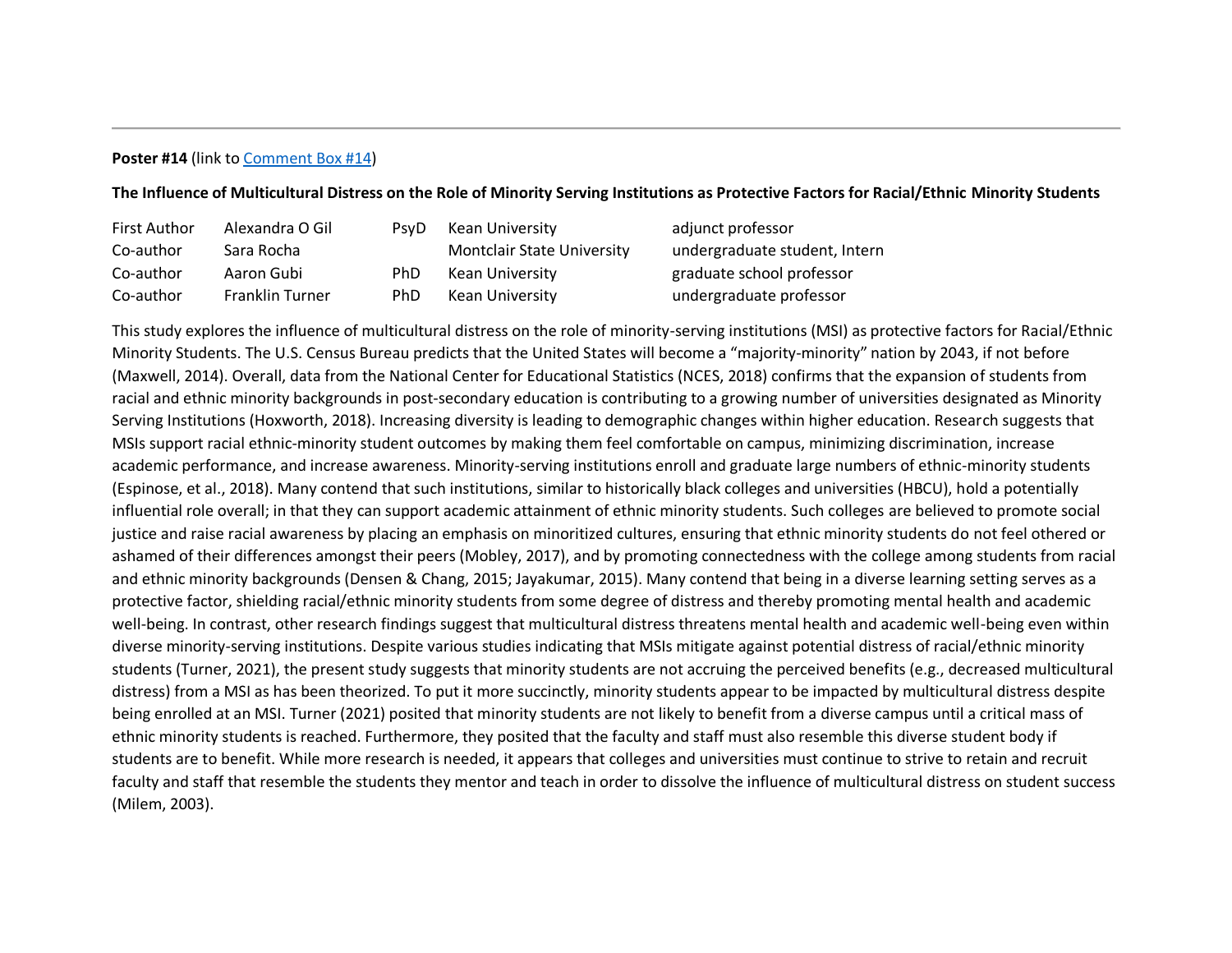**Poster #14** (link to [Comment Box #14](#))

**The Influence of Multicultural Distress on the Role of Minority Serving Institutions as Protective Factors for Racial/Ethnic Minority Students**

| | | | | |
|---|---|---|---|---|
| First Author | Alexandra O Gil | PsyD | Kean University | adjunct professor |
| Co-author | Sara Rocha | | Montclair State University | undergraduate student, Intern |
| Co-author | Aaron Gubi | PhD | Kean University | graduate school professor |
| Co-author | Franklin Turner | PhD | Kean University | undergraduate professor |

This study explores the influence of multicultural distress on the role of minority-serving institutions (MSI) as protective factors for Racial/Ethnic Minority Students. The U.S. Census Bureau predicts that the United States will become a "majority-minority" nation by 2043, if not before (Maxwell, 2014). Overall, data from the National Center for Educational Statistics (NCES, 2018) confirms that the expansion of students from racial and ethnic minority backgrounds in post-secondary education is contributing to a growing number of universities designated as Minority Serving Institutions (Hoxworth, 2018). Increasing diversity is leading to demographic changes within higher education. Research suggests that MSIs support racial ethnic-minority student outcomes by making them feel comfortable on campus, minimizing discrimination, increase academic performance, and increase awareness. Minority-serving institutions enroll and graduate large numbers of ethnic-minority students (Espinose, et al., 2018). Many contend that such institutions, similar to historically black colleges and universities (HBCU), hold a potentially influential role overall; in that they can support academic attainment of ethnic minority students. Such colleges are believed to promote social justice and raise racial awareness by placing an emphasis on minoritized cultures, ensuring that ethnic minority students do not feel othered or ashamed of their differences amongst their peers (Mobley, 2017), and by promoting connectedness with the college among students from racial and ethnic minority backgrounds (Densen & Chang, 2015; Jayakumar, 2015). Many contend that being in a diverse learning setting serves as a protective factor, shielding racial/ethnic minority students from some degree of distress and thereby promoting mental health and academic well-being. In contrast, other research findings suggest that multicultural distress threatens mental health and academic well-being even within diverse minority-serving institutions. Despite various studies indicating that MSIs mitigate against potential distress of racial/ethnic minority students (Turner, 2021), the present study suggests that minority students are not accruing the perceived benefits (e.g., decreased multicultural distress) from a MSI as has been theorized. To put it more succinctly, minority students appear to be impacted by multicultural distress despite being enrolled at an MSI. Turner (2021) posited that minority students are not likely to benefit from a diverse campus until a critical mass of ethnic minority students is reached. Furthermore, they posited that the faculty and staff must also resemble this diverse student body if students are to benefit. While more research is needed, it appears that colleges and universities must continue to strive to retain and recruit faculty and staff that resemble the students they mentor and teach in order to dissolve the influence of multicultural distress on student success (Milem, 2003).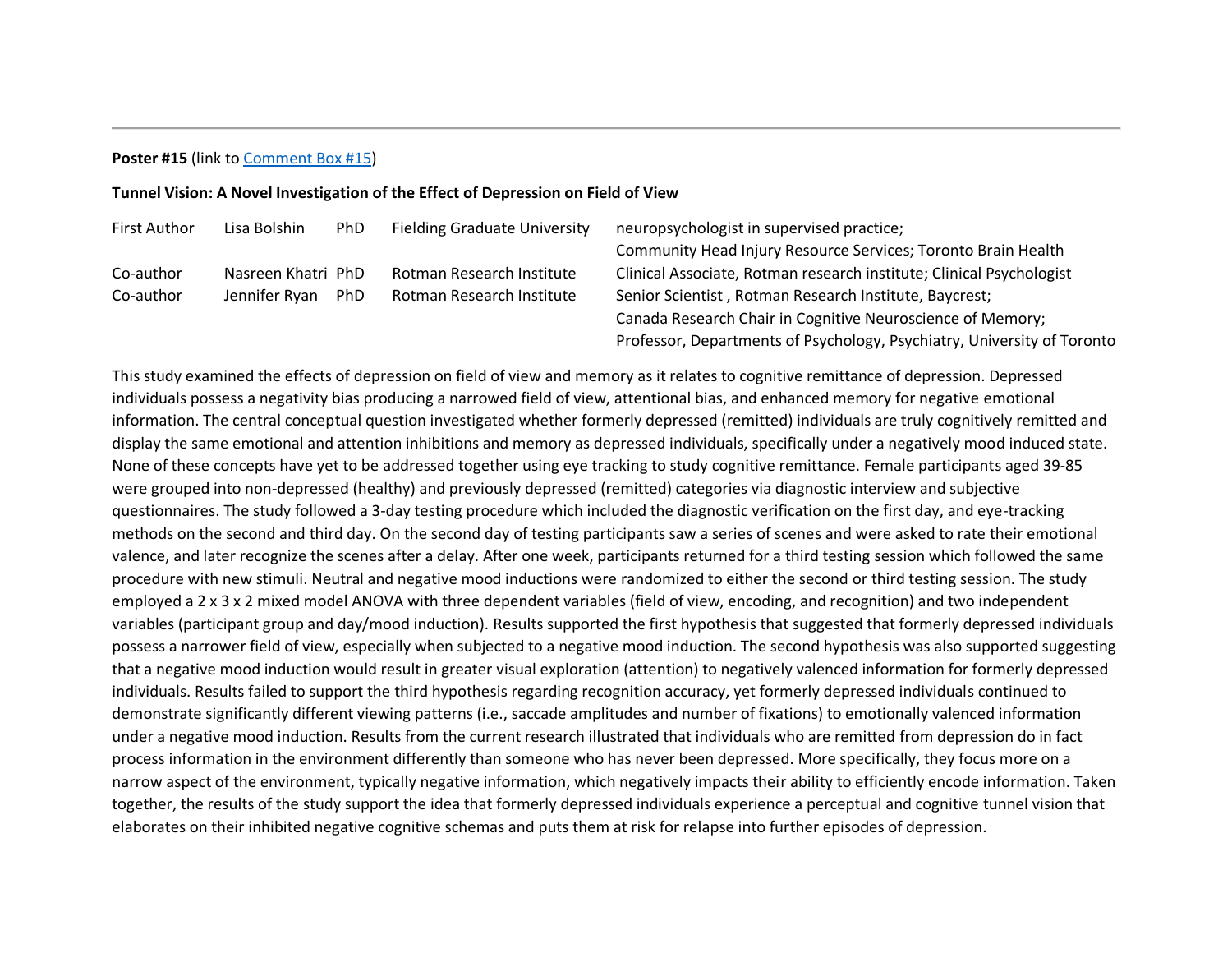**Poster #15** (link to Comment Box #15)

**Tunnel Vision: A Novel Investigation of the Effect of Depression on Field of View**

| | | | | |
|---|---|---|---|---|
| First Author | Lisa Bolshin | PhD | Fielding Graduate University | neuropsychologist in supervised practice; Community Head Injury Resource Services; Toronto Brain Health |
| Co-author | Nasreen Khatri | PhD | Rotman Research Institute | Clinical Associate, Rotman research institute; Clinical Psychologist |
| Co-author | Jennifer Ryan | PhD | Rotman Research Institute | Senior Scientist , Rotman Research Institute, Baycrest; Canada Research Chair in Cognitive Neuroscience of Memory; Professor, Departments of Psychology, Psychiatry, University of Toronto |

This study examined the effects of depression on field of view and memory as it relates to cognitive remittance of depression. Depressed individuals possess a negativity bias producing a narrowed field of view, attentional bias, and enhanced memory for negative emotional information. The central conceptual question investigated whether formerly depressed (remitted) individuals are truly cognitively remitted and display the same emotional and attention inhibitions and memory as depressed individuals, specifically under a negatively mood induced state. None of these concepts have yet to be addressed together using eye tracking to study cognitive remittance. Female participants aged 39-85 were grouped into non-depressed (healthy) and previously depressed (remitted) categories via diagnostic interview and subjective questionnaires. The study followed a 3-day testing procedure which included the diagnostic verification on the first day, and eye-tracking methods on the second and third day. On the second day of testing participants saw a series of scenes and were asked to rate their emotional valence, and later recognize the scenes after a delay. After one week, participants returned for a third testing session which followed the same procedure with new stimuli. Neutral and negative mood inductions were randomized to either the second or third testing session. The study employed a 2 x 3 x 2 mixed model ANOVA with three dependent variables (field of view, encoding, and recognition) and two independent variables (participant group and day/mood induction). Results supported the first hypothesis that suggested that formerly depressed individuals possess a narrower field of view, especially when subjected to a negative mood induction. The second hypothesis was also supported suggesting that a negative mood induction would result in greater visual exploration (attention) to negatively valenced information for formerly depressed individuals. Results failed to support the third hypothesis regarding recognition accuracy, yet formerly depressed individuals continued to demonstrate significantly different viewing patterns (i.e., saccade amplitudes and number of fixations) to emotionally valenced information under a negative mood induction. Results from the current research illustrated that individuals who are remitted from depression do in fact process information in the environment differently than someone who has never been depressed. More specifically, they focus more on a narrow aspect of the environment, typically negative information, which negatively impacts their ability to efficiently encode information. Taken together, the results of the study support the idea that formerly depressed individuals experience a perceptual and cognitive tunnel vision that elaborates on their inhibited negative cognitive schemas and puts them at risk for relapse into further episodes of depression.